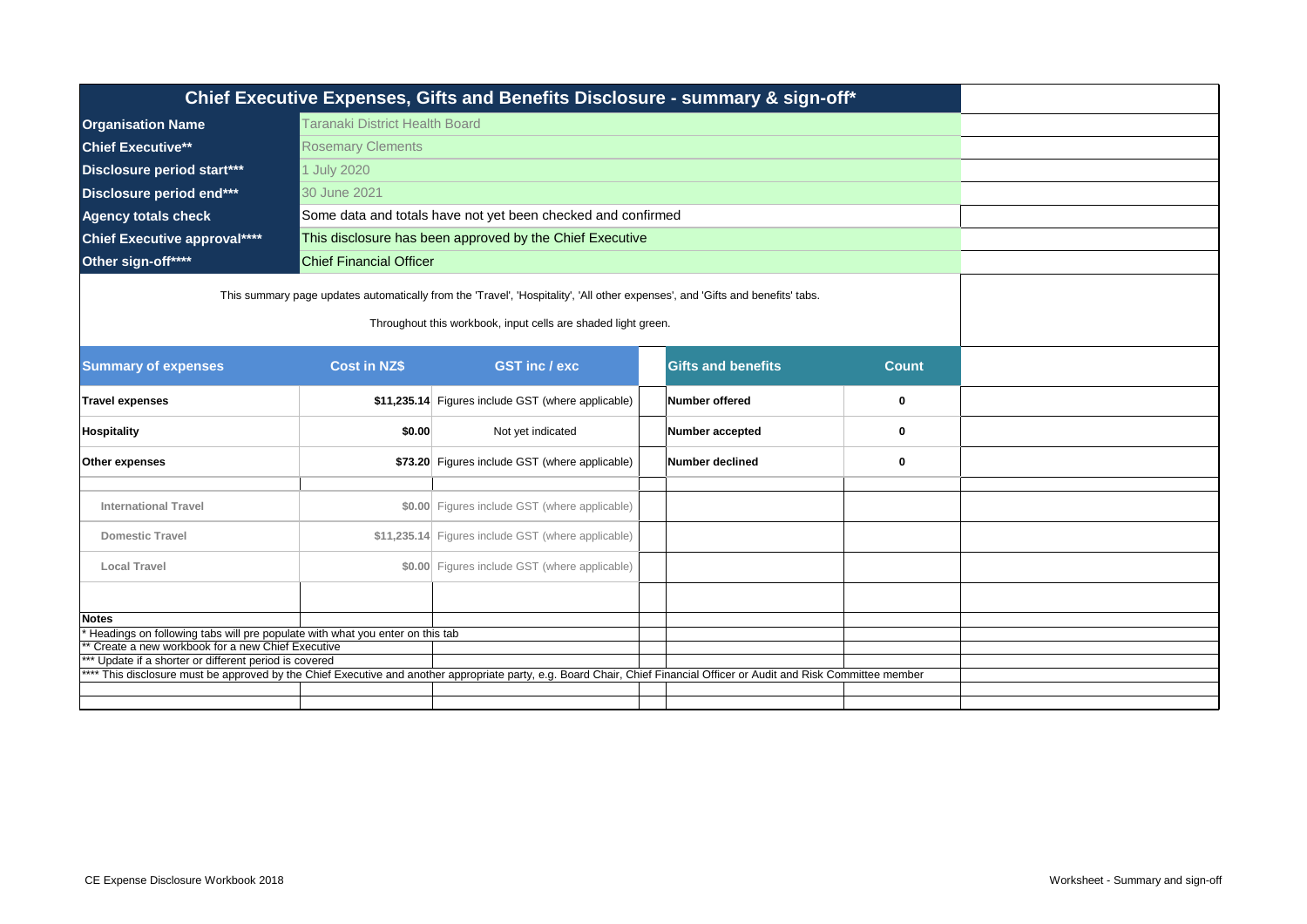# Chief Executive Expenses, Gifts and Benefits Disclosure - summary & sign-off*

| | |
|---|---|
| **Organisation Name** | Taranaki District Health Board |
| **Chief Executive**** | Rosemary Clements |
| **Disclosure period start***** | 1 July 2020 |
| **Disclosure period end***** | 30 June 2021 |
| **Agency totals check** | Some data and totals have not yet been checked and confirmed |
| **Chief Executive approval****** | This disclosure has been approved by the Chief Executive |
| **Other sign-off****** | Chief Financial Officer |

This summary page updates automatically from the 'Travel', 'Hospitality', 'All other expenses', and 'Gifts and benefits' tabs.

Throughout this workbook, input cells are shaded light green.

| Summary of expenses | Cost in NZ$ | GST inc / exc |
|---|---|---|
| **Travel expenses** | **$11,235.14** | Figures include GST (where applicable) |
| **Hospitality** | **$0.00** | Not yet indicated |
| **Other expenses** | **$73.20** | Figures include GST (where applicable) |
| International Travel | $0.00 | Figures include GST (where applicable) |
| Domestic Travel | $11,235.14 | Figures include GST (where applicable) |
| Local Travel | $0.00 | Figures include GST (where applicable) |

| Gifts and benefits | Count |
|---|---|
| **Number offered** | **0** |
| **Number accepted** | **0** |
| **Number declined** | **0** |

**Notes**

* Headings on following tabs will pre populate with what you enter on this tab

** Create a new workbook for a new Chief Executive

*** Update if a shorter or different period is covered

**** This disclosure must be approved by the Chief Executive and another appropriate party, e.g. Board Chair, Chief Financial Officer or Audit and Risk Committee member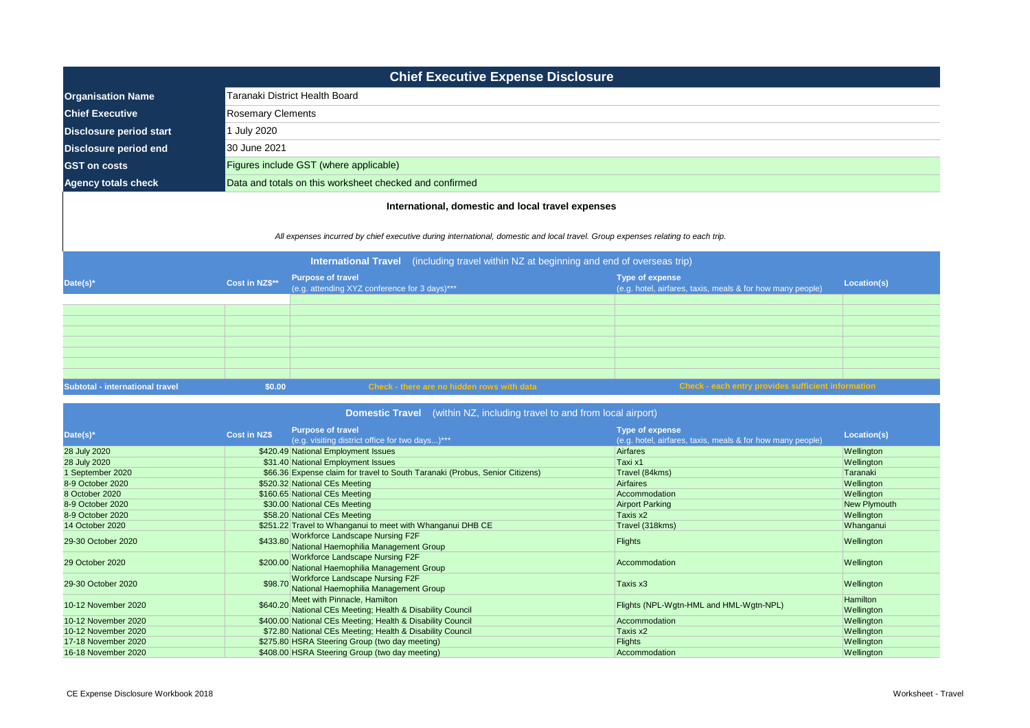# Chief Executive Expense Disclosure

| | |
|---|---|
| **Organisation Name** | Taranaki District Health Board |
| **Chief Executive** | Rosemary Clements |
| **Disclosure period start** | 1 July 2020 |
| **Disclosure period end** | 30 June 2021 |
| **GST on costs** | Figures include GST (where applicable) |
| **Agency totals check** | Data and totals on this worksheet checked and confirmed |

### International, domestic and local travel expenses

*All expenses incurred by chief executive during international, domestic and local travel. Group expenses relating to each trip.*

**International Travel** (including travel within NZ at beginning and end of overseas trip)

| Date(s)* | Cost in NZ$** | Purpose of travel (e.g. attending XYZ conference for 3 days)*** | Type of expense (e.g. hotel, airfares, taxis, meals & for how many people) | Location(s) |
|---|---|---|---|---|
| | | | | |
| | | | | |
| | | | | |
| | | | | |
| | | | | |
| | | | | |
| | | | | |
| | | | | |
| **Subtotal - international travel** | **$0.00** | Check - there are no hidden rows with data | Check - each entry provides sufficient information | |

**Domestic Travel** (within NZ, including travel to and from local airport)

| Date(s)* | Cost in NZ$ | Purpose of travel (e.g. visiting district office for two days...)*** | Type of expense (e.g. hotel, airfares, taxis, meals & for how many people) | Location(s) |
|---|---|---|---|---|
| 28 July 2020 | $420.49 | National Employment Issues | Airfares | Wellington |
| 28 July 2020 | $31.40 | National Employment Issues | Taxi x1 | Wellington |
| 1 September 2020 | $66.36 | Expense claim for travel to South Taranaki (Probus, Senior Citizens) | Travel (84kms) | Taranaki |
| 8-9 October 2020 | $520.32 | National CEs Meeting | Airfaires | Wellington |
| 8 October 2020 | $160.65 | National CEs Meeting | Accommodation | Wellington |
| 8-9 October 2020 | $30.00 | National CEs Meeting | Airport Parking | New Plymouth |
| 8-9 October 2020 | $58.20 | National CEs Meeting | Taxis x2 | Wellington |
| 14 October 2020 | $251.22 | Travel to Whanganui to meet with Whanganui DHB CE | Travel (318kms) | Whanganui |
| 29-30 October 2020 | $433.80 | Workforce Landscape Nursing F2F National Haemophilia Management Group | Flights | Wellington |
| 29 October 2020 | $200.00 | Workforce Landscape Nursing F2F National Haemophilia Management Group | Accommodation | Wellington |
| 29-30 October 2020 | $98.70 | Workforce Landscape Nursing F2F National Haemophilia Management Group | Taxis x3 | Wellington |
| 10-12 November 2020 | $640.20 | Meet with Pinnacle, Hamilton National CEs Meeting; Health & Disability Council | Flights (NPL-Wgtn-HML and HML-Wgtn-NPL) | Hamilton Wellington |
| 10-12 November 2020 | $400.00 | National CEs Meeting; Health & Disability Council | Accommodation | Wellington |
| 10-12 November 2020 | $72.80 | National CEs Meeting; Health & Disability Council | Taxis x2 | Wellington |
| 17-18 November 2020 | $275.80 | HSRA Steering Group (two day meeting) | Flights | Wellington |
| 16-18 November 2020 | $408.00 | HSRA Steering Group (two day meeting) | Accommodation | Wellington |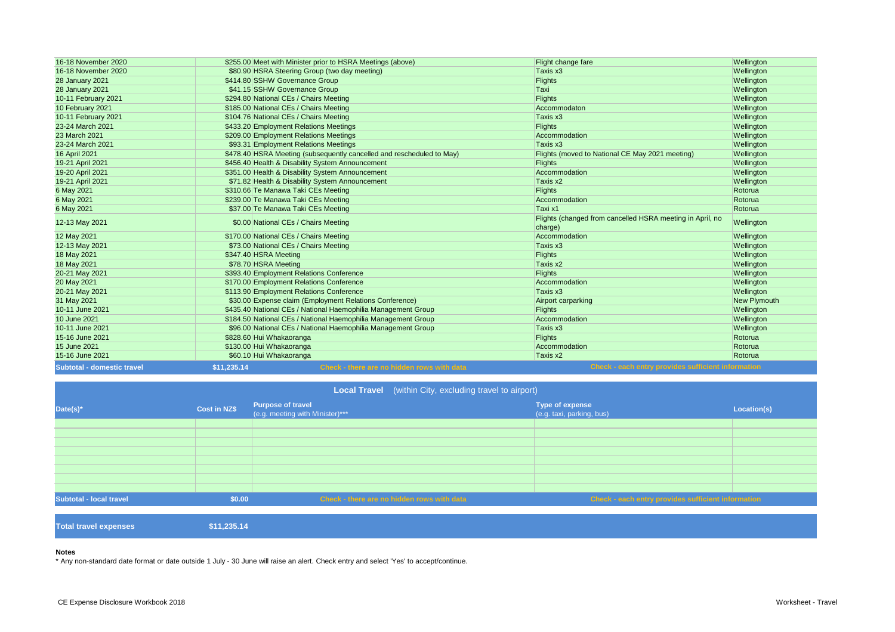| | | | | |
|---|---|---|---|---|
| 16-18 November 2020 | $255.00 | Meet with Minister prior to HSRA Meetings (above) | Flight change fare | Wellington |
| 16-18 November 2020 | $80.90 | HSRA Steering Group (two day meeting) | Taxis x3 | Wellington |
| 28 January 2021 | $414.80 | SSHW Governance Group | Flights | Wellington |
| 28 January 2021 | $41.15 | SSHW Governance Group | Taxi | Wellington |
| 10-11 February 2021 | $294.80 | National CEs / Chairs Meeting | Flights | Wellington |
| 10 February 2021 | $185.00 | National CEs / Chairs Meeting | Accommodaton | Wellington |
| 10-11 February 2021 | $104.76 | National CEs / Chairs Meeting | Taxis x3 | Wellington |
| 23-24 March 2021 | $433.20 | Employment Relations Meetings | Flights | Wellington |
| 23 March 2021 | $209.00 | Employment Relations Meetings | Accommodation | Wellington |
| 23-24 March 2021 | $93.31 | Employment Relations Meetings | Taxis x3 | Wellington |
| 16 April 2021 | $478.40 | HSRA Meeting (subsequently cancelled and rescheduled to May) | Flights (moved to National CE May 2021 meeting) | Wellington |
| 19-21 April 2021 | $456.40 | Health & Disability System Announcement | Flights | Wellington |
| 19-20 April 2021 | $351.00 | Health & Disability System Announcement | Accommodation | Wellington |
| 19-21 April 2021 | $71.82 | Health & Disability System Announcement | Taxis x2 | Wellington |
| 6 May 2021 | $310.66 | Te Manawa Taki CEs Meeting | Flights | Rotorua |
| 6 May 2021 | $239.00 | Te Manawa Taki CEs Meeting | Accommodation | Rotorua |
| 6 May 2021 | $37.00 | Te Manawa Taki CEs Meeting | Taxi x1 | Rotorua |
| 12-13 May 2021 | $0.00 | National CEs / Chairs Meeting | Flights (changed from cancelled HSRA meeting in April, no charge) | Wellington |
| 12 May 2021 | $170.00 | National CEs / Chairs Meeting | Accommodation | Wellington |
| 12-13 May 2021 | $73.00 | National CEs / Chairs Meeting | Taxis x3 | Wellington |
| 18 May 2021 | $347.40 | HSRA Meeting | Flights | Wellington |
| 18 May 2021 | $78.70 | HSRA Meeting | Taxis x2 | Wellington |
| 20-21 May 2021 | $393.40 | Employment Relations Conference | Flights | Wellington |
| 20 May 2021 | $170.00 | Employment Relations Conference | Accommodation | Wellington |
| 20-21 May 2021 | $113.90 | Employment Relations Conference | Taxis x3 | Wellington |
| 31 May 2021 | $30.00 | Expense claim (Employment Relations Conference) | Airport carparking | New Plymouth |
| 10-11 June 2021 | $435.40 | National CEs / National Haemophilia Management Group | Flights | Wellington |
| 10 June 2021 | $184.50 | National CEs / National Haemophilia Management Group | Accommodation | Wellington |
| 10-11 June 2021 | $96.00 | National CEs / National Haemophilia Management Group | Taxis x3 | Wellington |
| 15-16 June 2021 | $828.60 | Hui Whakaoranga | Flights | Rotorua |
| 15 June 2021 | $130.00 | Hui Whakaoranga | Accommodation | Rotorua |
| 15-16 June 2021 | $60.10 | Hui Whakaoranga | Taxis x2 | Rotorua |
| **Subtotal - domestic travel** | **$11,235.14** | **Check - there are no hidden rows with data** | **Check - each entry provides sufficient information** | |

**Local Travel** (within City, excluding travel to airport)

| Date(s)* | Cost in NZ$ | Purpose of travel (e.g. meeting with Minister)*** | Type of expense (e.g. taxi, parking, bus) | Location(s) |
|---|---|---|---|---|
| | | | | |
| | | | | |
| | | | | |
| | | | | |
| | | | | |
| | | | | |
| | | | | |
| | | | | |
| **Subtotal - local travel** | **$0.00** | **Check - there are no hidden rows with data** | **Check - each entry provides sufficient information** | |

| | |
|---|---|
| **Total travel expenses** | **$11,235.14** |

**Notes**

* Any non-standard date format or date outside 1 July - 30 June will raise an alert. Check entry and select 'Yes' to accept/continue.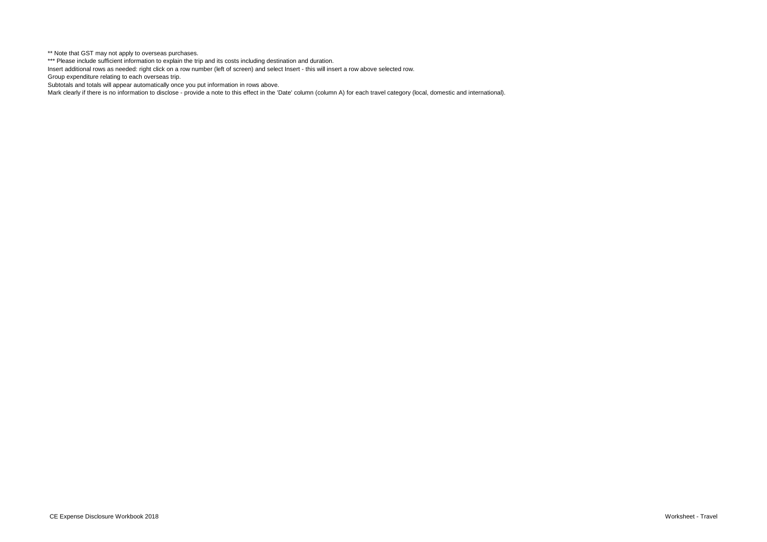** Note that GST may not apply to overseas purchases.

*** Please include sufficient information to explain the trip and its costs including destination and duration.

Insert additional rows as needed: right click on a row number (left of screen) and select Insert - this will insert a row above selected row.

Group expenditure relating to each overseas trip.

Subtotals and totals will appear automatically once you put information in rows above.

Mark clearly if there is no information to disclose - provide a note to this effect in the 'Date' column (column A) for each travel category (local, domestic and international).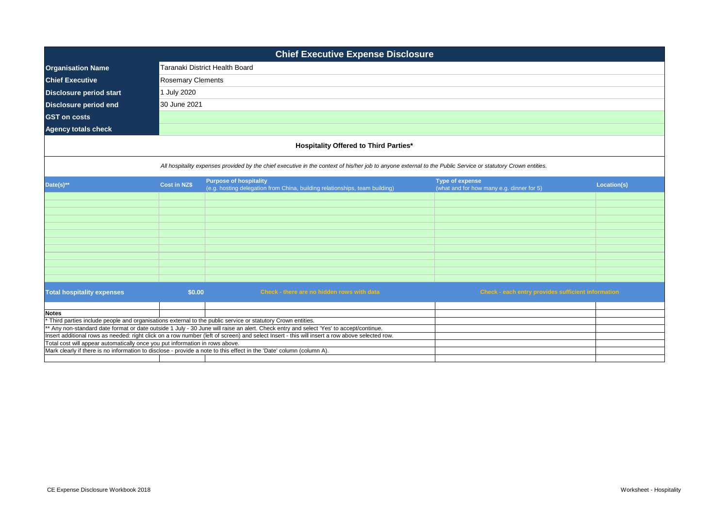# Chief Executive Expense Disclosure

| | |
|---|---|
| **Organisation Name** | Taranaki District Health Board |
| **Chief Executive** | Rosemary Clements |
| **Disclosure period start** | 1 July 2020 |
| **Disclosure period end** | 30 June 2021 |
| **GST on costs** | |
| **Agency totals check** | |

## Hospitality Offered to Third Parties*

*All hospitality expenses provided by the chief executive in the context of his/her job to anyone external to the Public Service or statutory Crown entities.*

| Date(s)** | Cost in NZ$ | Purpose of hospitality (e.g. hosting delegation from China, building relationships, team building) | Type of expense (what and for how many e.g. dinner for 5) | Location(s) |
|---|---|---|---|---|
| | | | | |
| **Total hospitality expenses** | **$0.00** | Check - there are no hidden rows with data | Check - each entry provides sufficient information | |

**Notes**

* Third parties include people and organisations external to the public service or statutory Crown entities.

** Any non-standard date format or date outside 1 July - 30 June will raise an alert. Check entry and select 'Yes' to accept/continue.

Insert additional rows as needed: right click on a row number (left of screen) and select Insert - this will insert a row above selected row.

Total cost will appear automatically once you put information in rows above.

Mark clearly if there is no information to disclose - provide a note to this effect in the 'Date' column (column A).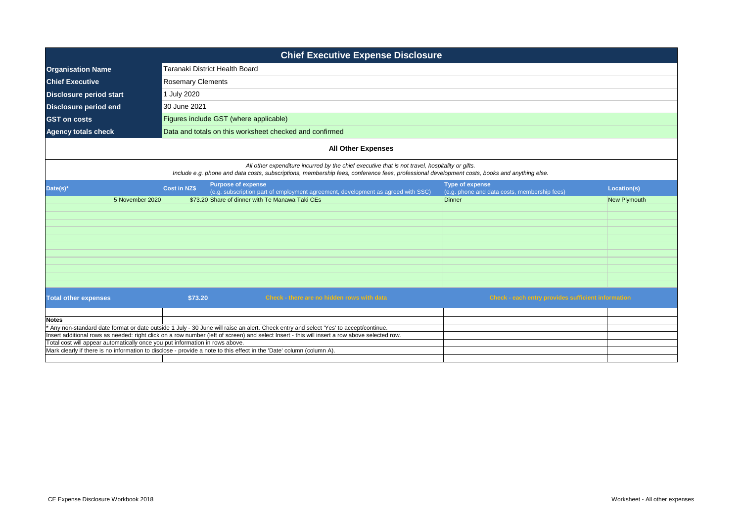# Chief Executive Expense Disclosure

| | |
|---|---|
| **Organisation Name** | Taranaki District Health Board |
| **Chief Executive** | Rosemary Clements |
| **Disclosure period start** | 1 July 2020 |
| **Disclosure period end** | 30 June 2021 |
| **GST on costs** | Figures include GST (where applicable) |
| **Agency totals check** | Data and totals on this worksheet checked and confirmed |

## All Other Expenses

*All other expenditure incurred by the chief executive that is not travel, hospitality or gifts.*
*Include e.g. phone and data costs, subscriptions, membership fees, conference fees, professional development costs, books and anything else.*

| Date(s)* | Cost in NZ$ | Purpose of expense (e.g. subscription part of employment agreement, development as agreed with SSC) | Type of expense (e.g. phone and data costs, membership fees) | Location(s) |
|---|---|---|---|---|
| 5 November 2020 | $73.20 | Share of dinner with Te Manawa Taki CEs | Dinner | New Plymouth |
| **Total other expenses** | **$73.20** | Check - there are no hidden rows with data | Check - each entry provides sufficient information | |

**Notes**

\* Any non-standard date format or date outside 1 July - 30 June will raise an alert. Check entry and select 'Yes' to accept/continue.
Insert additional rows as needed: right click on a row number (left of screen) and select Insert - this will insert a row above selected row.
Total cost will appear automatically once you put information in rows above.
Mark clearly if there is no information to disclose - provide a note to this effect in the 'Date' column (column A).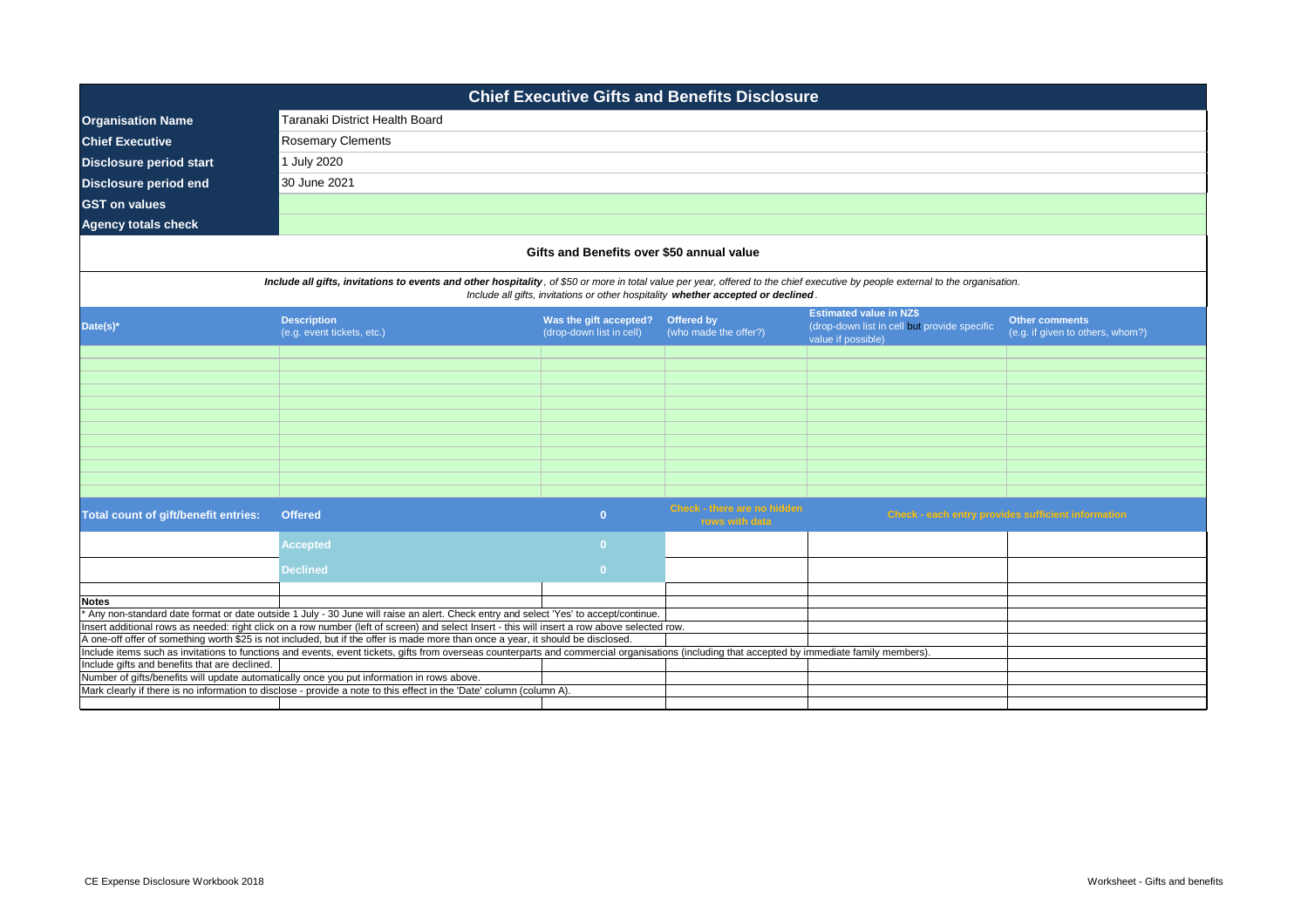# Chief Executive Gifts and Benefits Disclosure

| | |
|---|---|
| **Organisation Name** | Taranaki District Health Board |
| **Chief Executive** | Rosemary Clements |
| **Disclosure period start** | 1 July 2020 |
| **Disclosure period end** | 30 June 2021 |
| **GST on values** | |
| **Agency totals check** | |

## Gifts and Benefits over $50 annual value

***Include all gifts, invitations to events and other hospitality**, of $50 or more in total value per year, offered to the chief executive by people external to the organisation.*
*Include all gifts, invitations or other hospitality **whether accepted or declined**.*

| Date(s)* | Description (e.g. event tickets, etc.) | Was the gift accepted? (drop-down list in cell) | Offered by (who made the offer?) | Estimated value in NZ$ (drop-down list in cell but provide specific value if possible) | Other comments (e.g. if given to others, whom?) |
|---|---|---|---|---|---|
| | | | | | |
| **Total count of gift/benefit entries:** | **Offered** | 0 | Check - there are no hidden rows with data | Check - each entry provides sufficient information | |
| | **Accepted** | 0 | | | |
| | **Declined** | 0 | | | |

**Notes**

* Any non-standard date format or date outside 1 July - 30 June will raise an alert. Check entry and select 'Yes' to accept/continue.

Insert additional rows as needed: right click on a row number (left of screen) and select Insert - this will insert a row above selected row.

A one-off offer of something worth $25 is not included, but if the offer is made more than once a year, it should be disclosed.

Include items such as invitations to functions and events, event tickets, gifts from overseas counterparts and commercial organisations (including that accepted by immediate family members).

Include gifts and benefits that are declined.

Number of gifts/benefits will update automatically once you put information in rows above.

Mark clearly if there is no information to disclose - provide a note to this effect in the 'Date' column (column A).